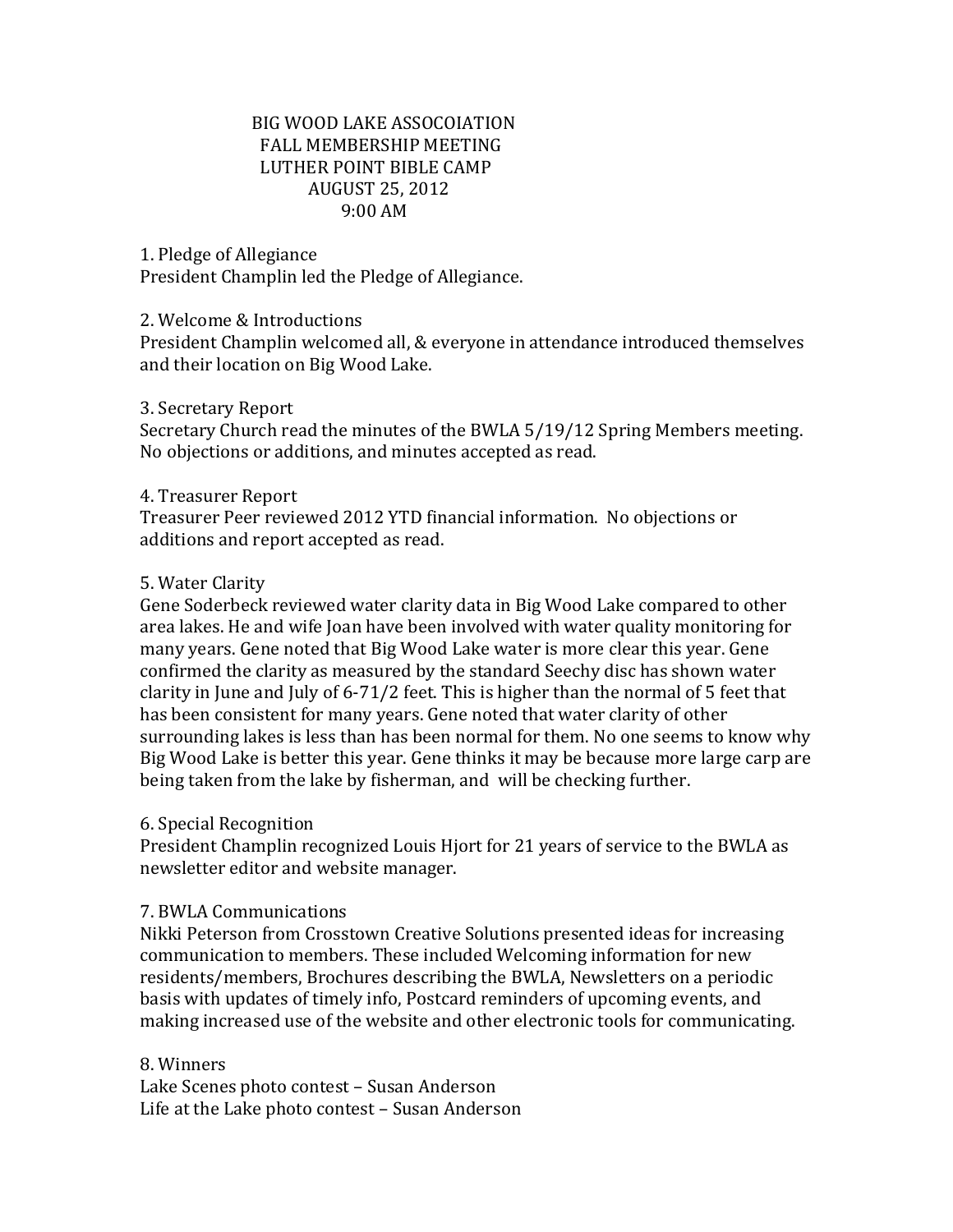# BIG WOOD LAKE ASSOCOIATION
## FALL MEMBERSHIP MEETING
## LUTHER POINT BIBLE CAMP
## AUGUST 25, 2012
## 9:00 AM

1. Pledge of Allegiance
President Champlin led the Pledge of Allegiance.

2. Welcome & Introductions
President Champlin welcomed all, & everyone in attendance introduced themselves and their location on Big Wood Lake.

3. Secretary Report
Secretary Church read the minutes of the BWLA 5/19/12 Spring Members meeting. No objections or additions, and minutes accepted as read.

4. Treasurer Report
Treasurer Peer reviewed 2012 YTD financial information. No objections or additions and report accepted as read.

5. Water Clarity
Gene Soderbeck reviewed water clarity data in Big Wood Lake compared to other area lakes. He and wife Joan have been involved with water quality monitoring for many years. Gene noted that Big Wood Lake water is more clear this year. Gene confirmed the clarity as measured by the standard Seechy disc has shown water clarity in June and July of 6-71/2 feet. This is higher than the normal of 5 feet that has been consistent for many years. Gene noted that water clarity of other surrounding lakes is less than has been normal for them. No one seems to know why Big Wood Lake is better this year. Gene thinks it may be because more large carp are being taken from the lake by fisherman, and will be checking further.

6. Special Recognition
President Champlin recognized Louis Hjort for 21 years of service to the BWLA as newsletter editor and website manager.

7. BWLA Communications
Nikki Peterson from Crosstown Creative Solutions presented ideas for increasing communication to members. These included Welcoming information for new residents/members, Brochures describing the BWLA, Newsletters on a periodic basis with updates of timely info, Postcard reminders of upcoming events, and making increased use of the website and other electronic tools for communicating.

8. Winners
Lake Scenes photo contest – Susan Anderson
Life at the Lake photo contest – Susan Anderson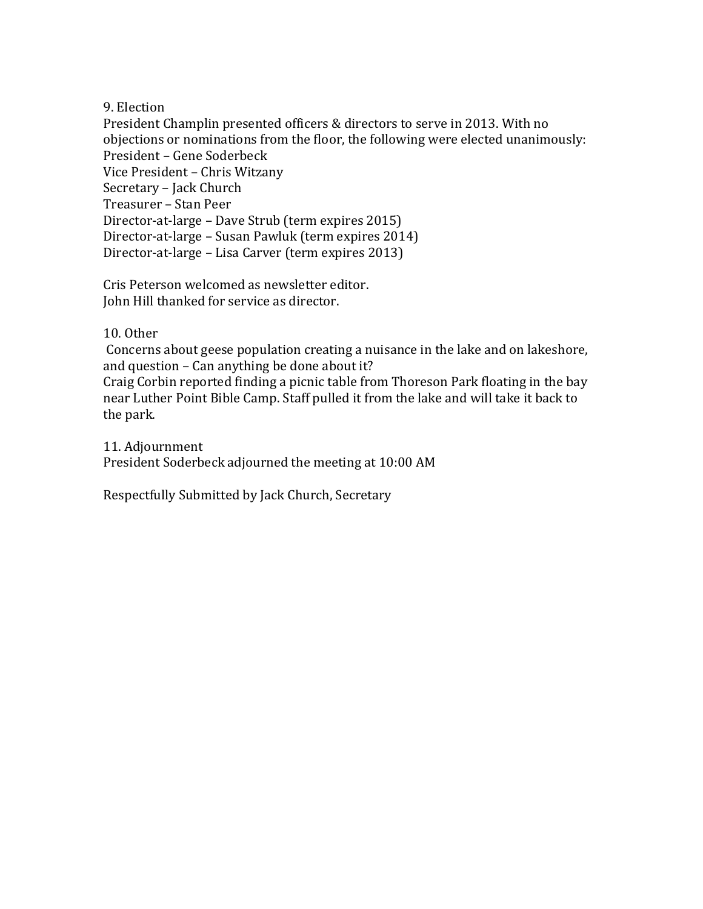9. Election

President Champlin presented officers & directors to serve in 2013. With no objections or nominations from the floor, the following were elected unanimously:
President – Gene Soderbeck
Vice President – Chris Witzany
Secretary – Jack Church
Treasurer – Stan Peer
Director-at-large – Dave Strub (term expires 2015)
Director-at-large – Susan Pawluk (term expires 2014)
Director-at-large – Lisa Carver (term expires 2013)

Cris Peterson welcomed as newsletter editor.
John Hill thanked for service as director.

10. Other

Concerns about geese population creating a nuisance in the lake and on lakeshore, and question – Can anything be done about it?
Craig Corbin reported finding a picnic table from Thoreson Park floating in the bay near Luther Point Bible Camp. Staff pulled it from the lake and will take it back to the park.

11. Adjournment

President Soderbeck adjourned the meeting at 10:00 AM

Respectfully Submitted by Jack Church, Secretary